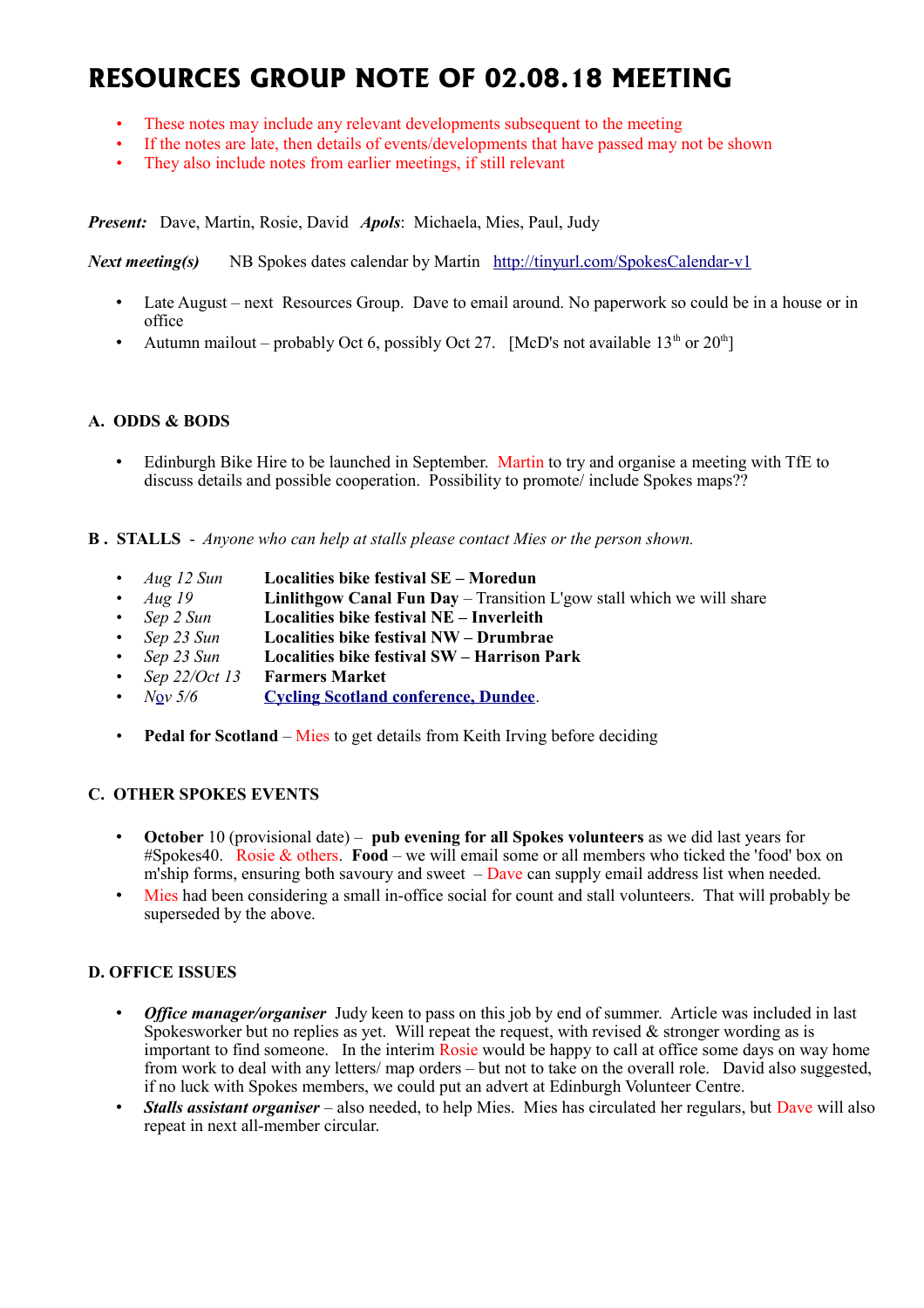# RESOURCES GROUP NOTE OF 02.08.18 MEETING

- These notes may include any relevant developments subsequent to the meeting
- If the notes are late, then details of events/developments that have passed may not be shown
- They also include notes from earlier meetings, if still relevant

***Present:*** Dave, Martin, Rosie, David ***Apols***: Michaela, Mies, Paul, Judy

***Next meeting(s)*** NB Spokes dates calendar by Martin [http://tinyurl.com/SpokesCalendar-v1](http://tinyurl.com/SpokesCalendar-v1)

- Late August – next Resources Group. Dave to email around. No paperwork so could be in a house or in office
- Autumn mailout – probably Oct 6, possibly Oct 27. [McD's not available 13th or 20th]

### A. ODDS & BODS

- Edinburgh Bike Hire to be launched in September. Martin to try and organise a meeting with TfE to discuss details and possible cooperation. Possibility to promote/ include Spokes maps??

### B . STALLS - *Anyone who can help at stalls please contact Mies or the person shown.*

- *Aug 12 Sun* **Localities bike festival SE – Moredun**
- *Aug 19* **Linlithgow Canal Fun Day** – Transition L'gow stall which we will share
- *Sep 2 Sun* **Localities bike festival NE – Inverleith**
- *Sep 23 Sun* **Localities bike festival NW – Drumbrae**
- *Sep 23 Sun* **Localities bike festival SW – Harrison Park**
- *Sep 22/Oct 13* **Farmers Market**
- *Nov 5/6* **[Cycling Scotland conference, Dundee](#)**.

- **Pedal for Scotland** – Mies to get details from Keith Irving before deciding

### C. OTHER SPOKES EVENTS

- **October** 10 (provisional date) – **pub evening for all Spokes volunteers** as we did last years for #Spokes40. Rosie & others. **Food** – we will email some or all members who ticked the 'food' box on m'ship forms, ensuring both savoury and sweet – Dave can supply email address list when needed.
- Mies had been considering a small in-office social for count and stall volunteers. That will probably be superseded by the above.

### D. OFFICE ISSUES

- ***Office manager/organiser*** Judy keen to pass on this job by end of summer. Article was included in last Spokesworker but no replies as yet. Will repeat the request, with revised & stronger wording as is important to find someone. In the interim Rosie would be happy to call at office some days on way home from work to deal with any letters/ map orders – but not to take on the overall role. David also suggested, if no luck with Spokes members, we could put an advert at Edinburgh Volunteer Centre.
- ***Stalls assistant organiser*** – also needed, to help Mies. Mies has circulated her regulars, but Dave will also repeat in next all-member circular.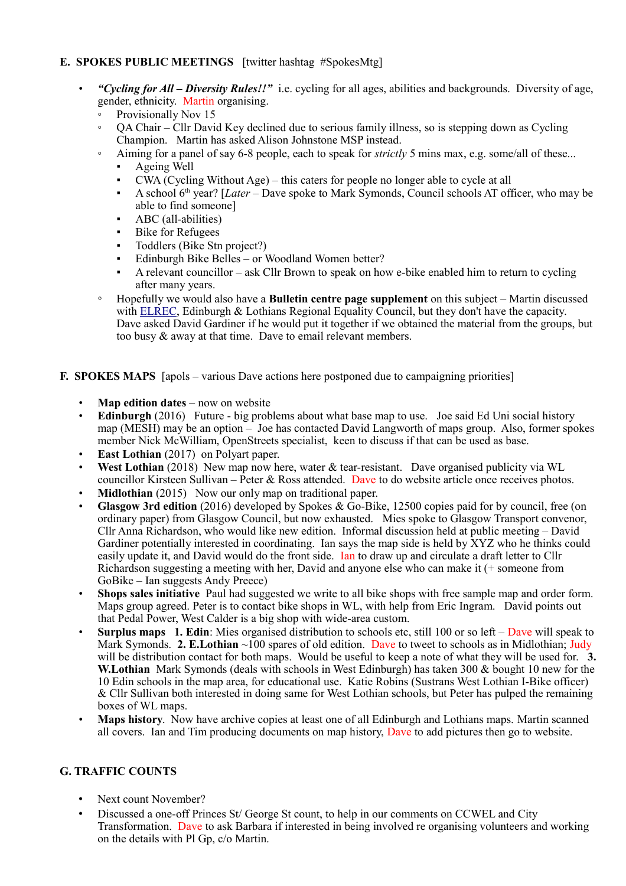## E. SPOKES PUBLIC MEETINGS [twitter hashtag #SpokesMtg]

- ***"Cycling for All – Diversity Rules!!"*** i.e. cycling for all ages, abilities and backgrounds. Diversity of age, gender, ethnicity. Martin organising.
  - Provisionally Nov 15
  - QA Chair – Cllr David Key declined due to serious family illness, so is stepping down as Cycling Champion. Martin has asked Alison Johnstone MSP instead.
  - Aiming for a panel of say 6-8 people, each to speak for *strictly* 5 mins max, e.g. some/all of these...
    - Ageing Well
    - CWA (Cycling Without Age) – this caters for people no longer able to cycle at all
    - A school 6th year? [*Later* – Dave spoke to Mark Symonds, Council schools AT officer, who may be able to find someone]
    - ABC (all-abilities)
    - Bike for Refugees
    - Toddlers (Bike Stn project?)
    - Edinburgh Bike Belles – or Woodland Women better?
    - A relevant councillor – ask Cllr Brown to speak on how e-bike enabled him to return to cycling after many years.
  - Hopefully we would also have a **Bulletin centre page supplement** on this subject – Martin discussed with ELREC, Edinburgh & Lothians Regional Equality Council, but they don't have the capacity. Dave asked David Gardiner if he would put it together if we obtained the material from the groups, but too busy & away at that time. Dave to email relevant members.

## F. SPOKES MAPS [apols – various Dave actions here postponed due to campaigning priorities]

- **Map edition dates** – now on website
- **Edinburgh** (2016) Future - big problems about what base map to use. Joe said Ed Uni social history map (MESH) may be an option – Joe has contacted David Langworth of maps group. Also, former spokes member Nick McWilliam, OpenStreets specialist, keen to discuss if that can be used as base.
- **East Lothian** (2017) on Polyart paper.
- **West Lothian** (2018) New map now here, water & tear-resistant. Dave organised publicity via WL councillor Kirsteen Sullivan – Peter & Ross attended. Dave to do website article once receives photos.
- **Midlothian** (2015) Now our only map on traditional paper.
- **Glasgow 3rd edition** (2016) developed by Spokes & Go-Bike, 12500 copies paid for by council, free (on ordinary paper) from Glasgow Council, but now exhausted. Mies spoke to Glasgow Transport convenor, Cllr Anna Richardson, who would like new edition. Informal discussion held at public meeting – David Gardiner potentially interested in coordinating. Ian says the map side is held by XYZ who he thinks could easily update it, and David would do the front side. Ian to draw up and circulate a draft letter to Cllr Richardson suggesting a meeting with her, David and anyone else who can make it (+ someone from GoBike – Ian suggests Andy Preece)
- **Shops sales initiative** Paul had suggested we write to all bike shops with free sample map and order form. Maps group agreed. Peter is to contact bike shops in WL, with help from Eric Ingram. David points out that Pedal Power, West Calder is a big shop with wide-area custom.
- **Surplus maps 1. Edin**: Mies organised distribution to schools etc, still 100 or so left – Dave will speak to Mark Symonds. **2. E.Lothian** ~100 spares of old edition. Dave to tweet to schools as in Midlothian; Judy will be distribution contact for both maps. Would be useful to keep a note of what they will be used for. **3. W.Lothian** Mark Symonds (deals with schools in West Edinburgh) has taken 300 & bought 10 new for the 10 Edin schools in the map area, for educational use. Katie Robins (Sustrans West Lothian I-Bike officer) & Cllr Sullivan both interested in doing same for West Lothian schools, but Peter has pulped the remaining boxes of WL maps.
- **Maps history**. Now have archive copies at least one of all Edinburgh and Lothians maps. Martin scanned all covers. Ian and Tim producing documents on map history, Dave to add pictures then go to website.

## G. TRAFFIC COUNTS

- Next count November?
- Discussed a one-off Princes St/ George St count, to help in our comments on CCWEL and City Transformation. Dave to ask Barbara if interested in being involved re organising volunteers and working on the details with Pl Gp, c/o Martin.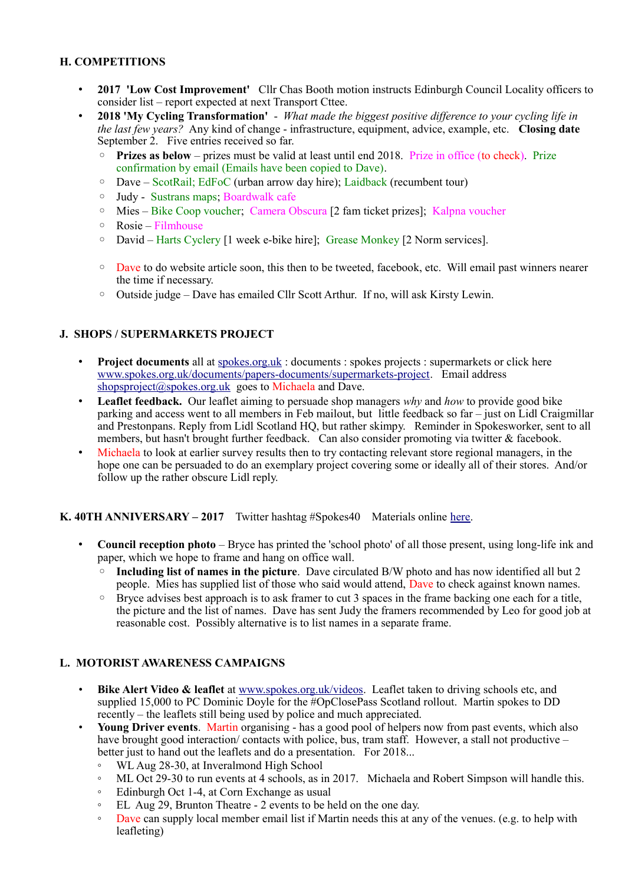## H. COMPETITIONS

- **2017 'Low Cost Improvement'** Cllr Chas Booth motion instructs Edinburgh Council Locality officers to consider list – report expected at next Transport Cttee.
- **2018 'My Cycling Transformation'** - *What made the biggest positive difference to your cycling life in the last few years?* Any kind of change - infrastructure, equipment, advice, example, etc. **Closing date** September 2. Five entries received so far.
  - **Prizes as below** – prizes must be valid at least until end 2018. Prize in office (to check). Prize confirmation by email (Emails have been copied to Dave).
  - Dave – ScotRail; EdFoC (urban arrow day hire); Laidback (recumbent tour)
  - Judy - Sustrans maps; Boardwalk cafe
  - Mies – Bike Coop voucher; Camera Obscura [2 fam ticket prizes]; Kalpna voucher
  - Rosie – Filmhouse
  - David – Harts Cyclery [1 week e-bike hire]; Grease Monkey [2 Norm services].
  - Dave to do website article soon, this then to be tweeted, facebook, etc. Will email past winners nearer the time if necessary.
  - Outside judge – Dave has emailed Cllr Scott Arthur. If no, will ask Kirsty Lewin.

## J. SHOPS / SUPERMARKETS PROJECT

- **Project documents** all at spokes.org.uk : documents : spokes projects : supermarkets or click here www.spokes.org.uk/documents/papers-documents/supermarkets-project. Email address shopsproject@spokes.org.uk goes to Michaela and Dave.
- **Leaflet feedback.** Our leaflet aiming to persuade shop managers *why* and *how* to provide good bike parking and access went to all members in Feb mailout, but little feedback so far – just on Lidl Craigmillar and Prestonpans. Reply from Lidl Scotland HQ, but rather skimpy. Reminder in Spokesworker, sent to all members, but hasn't brought further feedback. Can also consider promoting via twitter & facebook.
- Michaela to look at earlier survey results then to try contacting relevant store regional managers, in the hope one can be persuaded to do an exemplary project covering some or ideally all of their stores. And/or follow up the rather obscure Lidl reply.

## K. 40TH ANNIVERSARY – 2017 Twitter hashtag #Spokes40 Materials online here.

- **Council reception photo** – Bryce has printed the 'school photo' of all those present, using long-life ink and paper, which we hope to frame and hang on office wall.
  - **Including list of names in the picture**. Dave circulated B/W photo and has now identified all but 2 people. Mies has supplied list of those who said would attend, Dave to check against known names.
  - Bryce advises best approach is to ask framer to cut 3 spaces in the frame backing one each for a title, the picture and the list of names. Dave has sent Judy the framers recommended by Leo for good job at reasonable cost. Possibly alternative is to list names in a separate frame.

## L. MOTORIST AWARENESS CAMPAIGNS

- **Bike Alert Video & leaflet** at www.spokes.org.uk/videos. Leaflet taken to driving schools etc, and supplied 15,000 to PC Dominic Doyle for the #OpClosePass Scotland rollout. Martin spokes to DD recently – the leaflets still being used by police and much appreciated.
- **Young Driver events**. Martin organising - has a good pool of helpers now from past events, which also have brought good interaction/ contacts with police, bus, tram staff. However, a stall not productive – better just to hand out the leaflets and do a presentation. For 2018...
  - WL Aug 28-30, at Inveralmond High School
  - ML Oct 29-30 to run events at 4 schools, as in 2017. Michaela and Robert Simpson will handle this.
  - Edinburgh Oct 1-4, at Corn Exchange as usual
  - EL Aug 29, Brunton Theatre - 2 events to be held on the one day.
  - Dave can supply local member email list if Martin needs this at any of the venues. (e.g. to help with leafleting)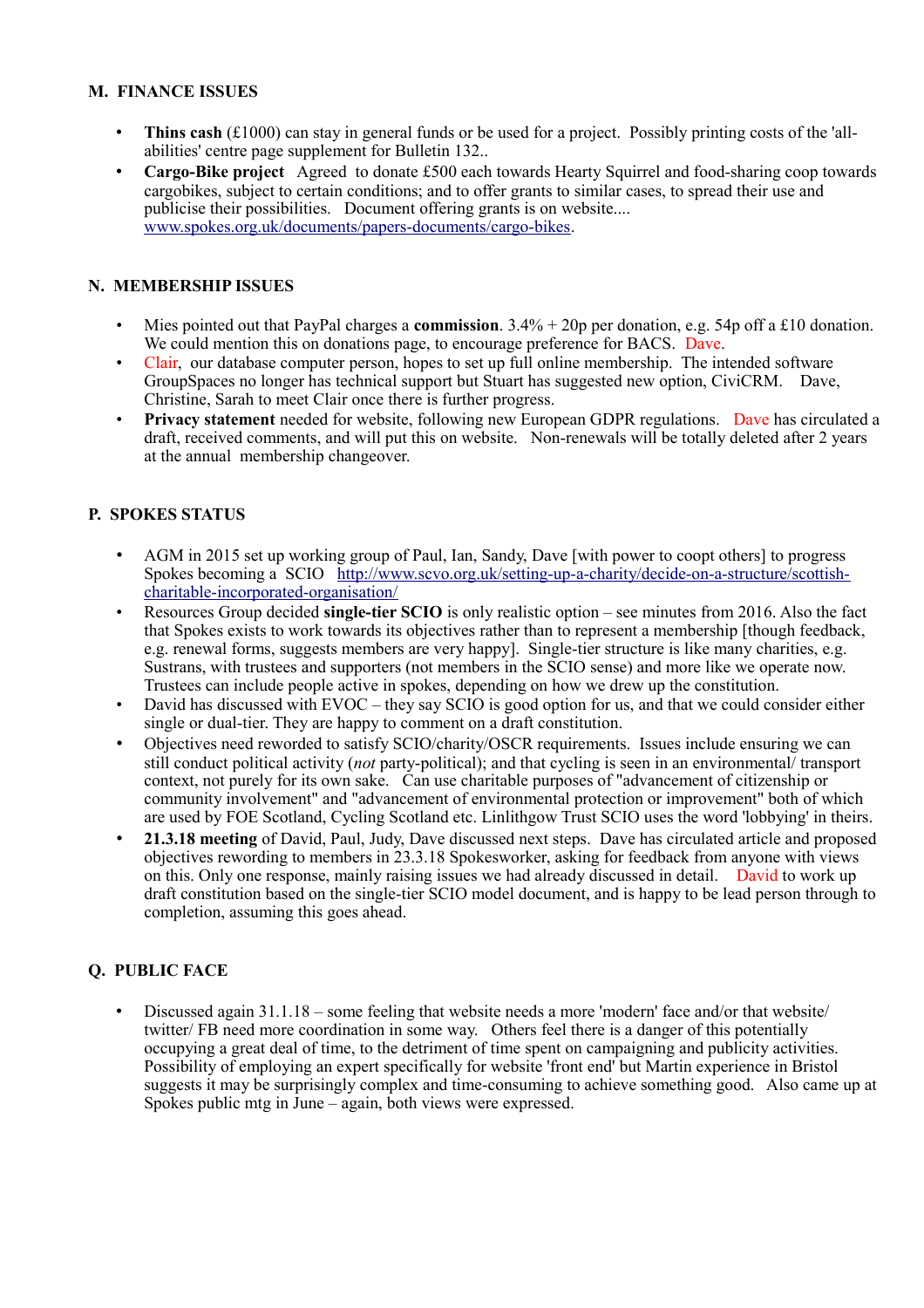## M. FINANCE ISSUES

- **Thins cash** (£1000) can stay in general funds or be used for a project. Possibly printing costs of the 'all-abilities' centre page supplement for Bulletin 132..
- **Cargo-Bike project** Agreed to donate £500 each towards Hearty Squirrel and food-sharing coop towards cargobikes, subject to certain conditions; and to offer grants to similar cases, to spread their use and publicise their possibilities. Document offering grants is on website.... www.spokes.org.uk/documents/papers-documents/cargo-bikes.

## N. MEMBERSHIP ISSUES

- Mies pointed out that PayPal charges a **commission**. 3.4% + 20p per donation, e.g. 54p off a £10 donation. We could mention this on donations page, to encourage preference for BACS. Dave.
- Clair, our database computer person, hopes to set up full online membership. The intended software GroupSpaces no longer has technical support but Stuart has suggested new option, CiviCRM. Dave, Christine, Sarah to meet Clair once there is further progress.
- **Privacy statement** needed for website, following new European GDPR regulations. Dave has circulated a draft, received comments, and will put this on website. Non-renewals will be totally deleted after 2 years at the annual membership changeover.

## P. SPOKES STATUS

- AGM in 2015 set up working group of Paul, Ian, Sandy, Dave [with power to coopt others] to progress Spokes becoming a SCIO http://www.scvo.org.uk/setting-up-a-charity/decide-on-a-structure/scottish-charitable-incorporated-organisation/
- Resources Group decided **single-tier SCIO** is only realistic option – see minutes from 2016. Also the fact that Spokes exists to work towards its objectives rather than to represent a membership [though feedback, e.g. renewal forms, suggests members are very happy]. Single-tier structure is like many charities, e.g. Sustrans, with trustees and supporters (not members in the SCIO sense) and more like we operate now. Trustees can include people active in spokes, depending on how we drew up the constitution.
- David has discussed with EVOC – they say SCIO is good option for us, and that we could consider either single or dual-tier. They are happy to comment on a draft constitution.
- Objectives need reworded to satisfy SCIO/charity/OSCR requirements. Issues include ensuring we can still conduct political activity (*not* party-political); and that cycling is seen in an environmental/ transport context, not purely for its own sake. Can use charitable purposes of "advancement of citizenship or community involvement" and "advancement of environmental protection or improvement" both of which are used by FOE Scotland, Cycling Scotland etc. Linlithgow Trust SCIO uses the word 'lobbying' in theirs.
- **21.3.18 meeting** of David, Paul, Judy, Dave discussed next steps. Dave has circulated article and proposed objectives rewording to members in 23.3.18 Spokesworker, asking for feedback from anyone with views on this. Only one response, mainly raising issues we had already discussed in detail. David to work up draft constitution based on the single-tier SCIO model document, and is happy to be lead person through to completion, assuming this goes ahead.

## Q. PUBLIC FACE

- Discussed again 31.1.18 – some feeling that website needs a more 'modern' face and/or that website/ twitter/ FB need more coordination in some way. Others feel there is a danger of this potentially occupying a great deal of time, to the detriment of time spent on campaigning and publicity activities. Possibility of employing an expert specifically for website 'front end' but Martin experience in Bristol suggests it may be surprisingly complex and time-consuming to achieve something good. Also came up at Spokes public mtg in June – again, both views were expressed.